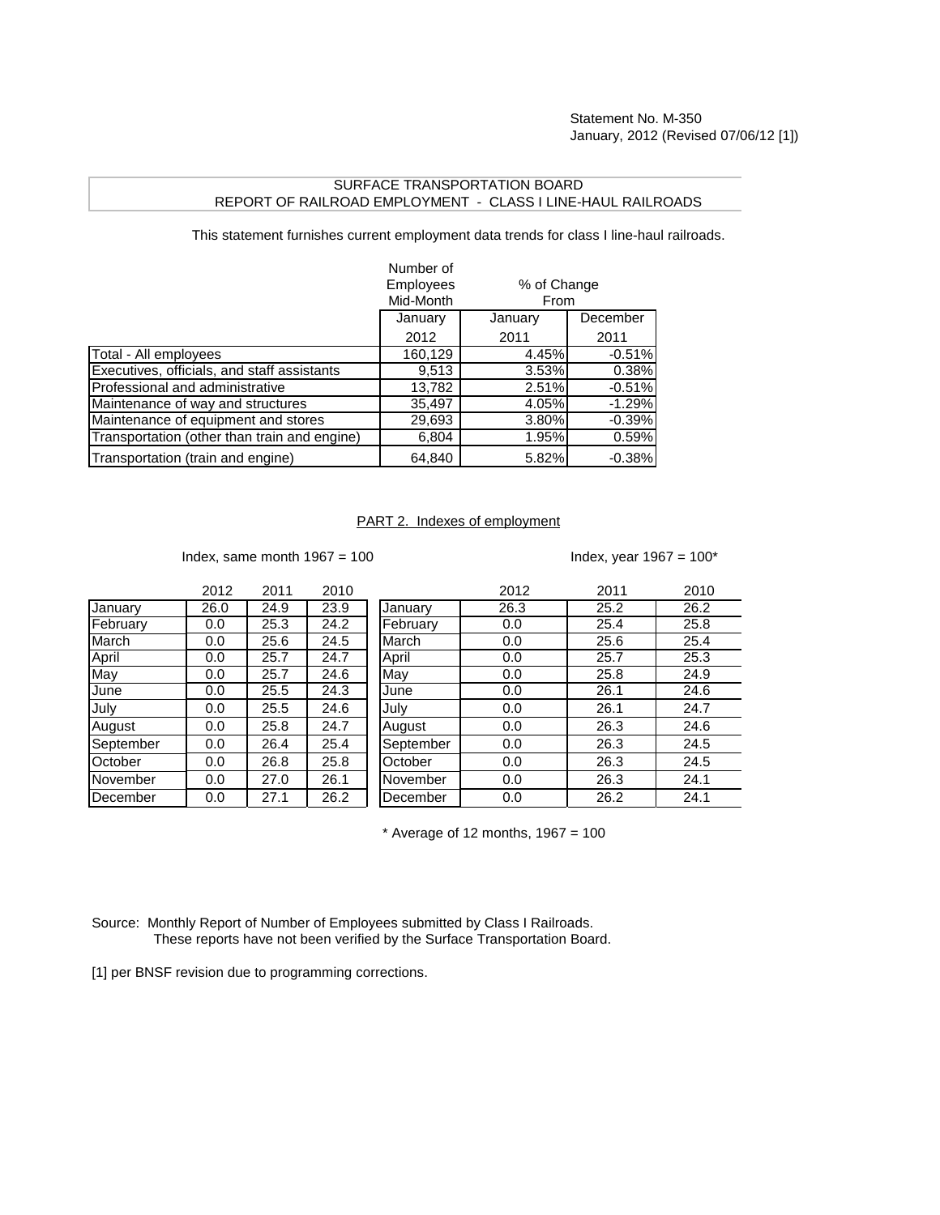Statement No. M-350
January, 2012 (Revised 07/06/12 [1])

## SURFACE TRANSPORTATION BOARD
## REPORT OF RAILROAD EMPLOYMENT - CLASS I LINE-HAUL RAILROADS

This statement furnishes current employment data trends for class I line-haul railroads.

| | Number of Employees Mid-Month | % of Change From | |
|---|---|---|---|
| | January 2012 | January 2011 | December 2011 |
| Total - All employees | 160,129 | 4.45% | -0.51% |
| Executives, officials, and staff assistants | 9,513 | 3.53% | 0.38% |
| Professional and administrative | 13,782 | 2.51% | -0.51% |
| Maintenance of way and structures | 35,497 | 4.05% | -1.29% |
| Maintenance of equipment and stores | 29,693 | 3.80% | -0.39% |
| Transportation (other than train and engine) | 6,804 | 1.95% | 0.59% |
| Transportation (train and engine) | 64,840 | 5.82% | -0.38% |

PART 2. Indexes of employment

Index, same month 1967 = 100

| | 2012 | 2011 | 2010 |
|---|---|---|---|
| January | 26.0 | 24.9 | 23.9 |
| February | 0.0 | 25.3 | 24.2 |
| March | 0.0 | 25.6 | 24.5 |
| April | 0.0 | 25.7 | 24.7 |
| May | 0.0 | 25.7 | 24.6 |
| June | 0.0 | 25.5 | 24.3 |
| July | 0.0 | 25.5 | 24.6 |
| August | 0.0 | 25.8 | 24.7 |
| September | 0.0 | 26.4 | 25.4 |
| October | 0.0 | 26.8 | 25.8 |
| November | 0.0 | 27.0 | 26.1 |
| December | 0.0 | 27.1 | 26.2 |

Index, year 1967 = 100*

| | 2012 | 2011 | 2010 |
|---|---|---|---|
| January | 26.3 | 25.2 | 26.2 |
| February | 0.0 | 25.4 | 25.8 |
| March | 0.0 | 25.6 | 25.4 |
| April | 0.0 | 25.7 | 25.3 |
| May | 0.0 | 25.8 | 24.9 |
| June | 0.0 | 26.1 | 24.6 |
| July | 0.0 | 26.1 | 24.7 |
| August | 0.0 | 26.3 | 24.6 |
| September | 0.0 | 26.3 | 24.5 |
| October | 0.0 | 26.3 | 24.5 |
| November | 0.0 | 26.3 | 24.1 |
| December | 0.0 | 26.2 | 24.1 |

* Average of 12 months, 1967 = 100

Source: Monthly Report of Number of Employees submitted by Class I Railroads.
These reports have not been verified by the Surface Transportation Board.

[1] per BNSF revision due to programming corrections.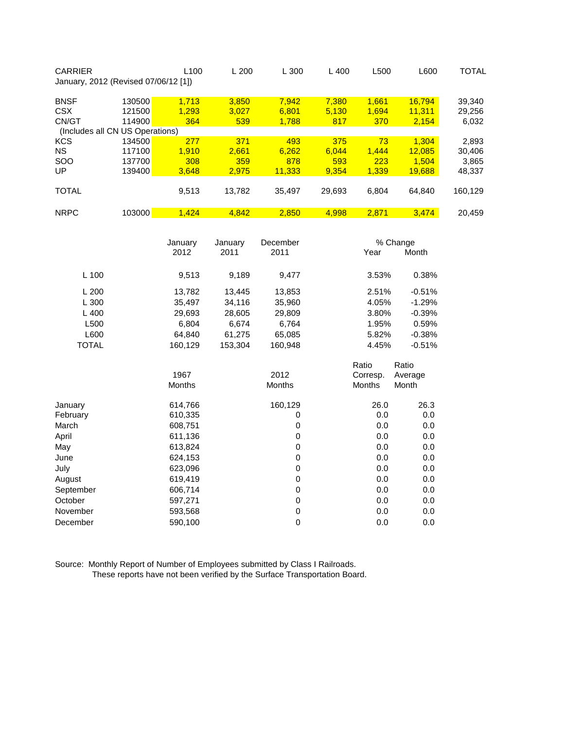| CARRIER | | L100 | L 200 | L 300 | L 400 | L500 | L600 | TOTAL |
|---|---|---|---|---|---|---|---|---|
| January, 2012 (Revised 07/06/12 [1]) | | | | | | | | |
| BNSF | 130500 | 1,713 | 3,850 | 7,942 | 7,380 | 1,661 | 16,794 | 39,340 |
| CSX | 121500 | 1,293 | 3,027 | 6,801 | 5,130 | 1,694 | 11,311 | 29,256 |
| CN/GT | 114900 | 364 | 539 | 1,788 | 817 | 370 | 2,154 | 6,032 |
| (Includes all CN US Operations) | | | | | | | | |
| KCS | 134500 | 277 | 371 | 493 | 375 | 73 | 1,304 | 2,893 |
| NS | 117100 | 1,910 | 2,661 | 6,262 | 6,044 | 1,444 | 12,085 | 30,406 |
| SOO | 137700 | 308 | 359 | 878 | 593 | 223 | 1,504 | 3,865 |
| UP | 139400 | 3,648 | 2,975 | 11,333 | 9,354 | 1,339 | 19,688 | 48,337 |
| TOTAL | | 9,513 | 13,782 | 35,497 | 29,693 | 6,804 | 64,840 | 160,129 |
| NRPC | 103000 | 1,424 | 4,842 | 2,850 | 4,998 | 2,871 | 3,474 | 20,459 |

| | January 2012 | January 2011 | December 2011 | % Change Year | % Change Month |
|---|---|---|---|---|---|
| L 100 | 9,513 | 9,189 | 9,477 | 3.53% | 0.38% |
| L 200 | 13,782 | 13,445 | 13,853 | 2.51% | -0.51% |
| L 300 | 35,497 | 34,116 | 35,960 | 4.05% | -1.29% |
| L 400 | 29,693 | 28,605 | 29,809 | 3.80% | -0.39% |
| L500 | 6,804 | 6,674 | 6,764 | 1.95% | 0.59% |
| L600 | 64,840 | 61,275 | 65,085 | 5.82% | -0.38% |
| TOTAL | 160,129 | 153,304 | 160,948 | 4.45% | -0.51% |

| | 1967 Months | 2012 Months | Ratio Corresp. Months | Ratio Average Month |
|---|---|---|---|---|
| January | 614,766 | 160,129 | 26.0 | 26.3 |
| February | 610,335 | 0 | 0.0 | 0.0 |
| March | 608,751 | 0 | 0.0 | 0.0 |
| April | 611,136 | 0 | 0.0 | 0.0 |
| May | 613,824 | 0 | 0.0 | 0.0 |
| June | 624,153 | 0 | 0.0 | 0.0 |
| July | 623,096 | 0 | 0.0 | 0.0 |
| August | 619,419 | 0 | 0.0 | 0.0 |
| September | 606,714 | 0 | 0.0 | 0.0 |
| October | 597,271 | 0 | 0.0 | 0.0 |
| November | 593,568 | 0 | 0.0 | 0.0 |
| December | 590,100 | 0 | 0.0 | 0.0 |

Source: Monthly Report of Number of Employees submitted by Class I Railroads.
These reports have not been verified by the Surface Transportation Board.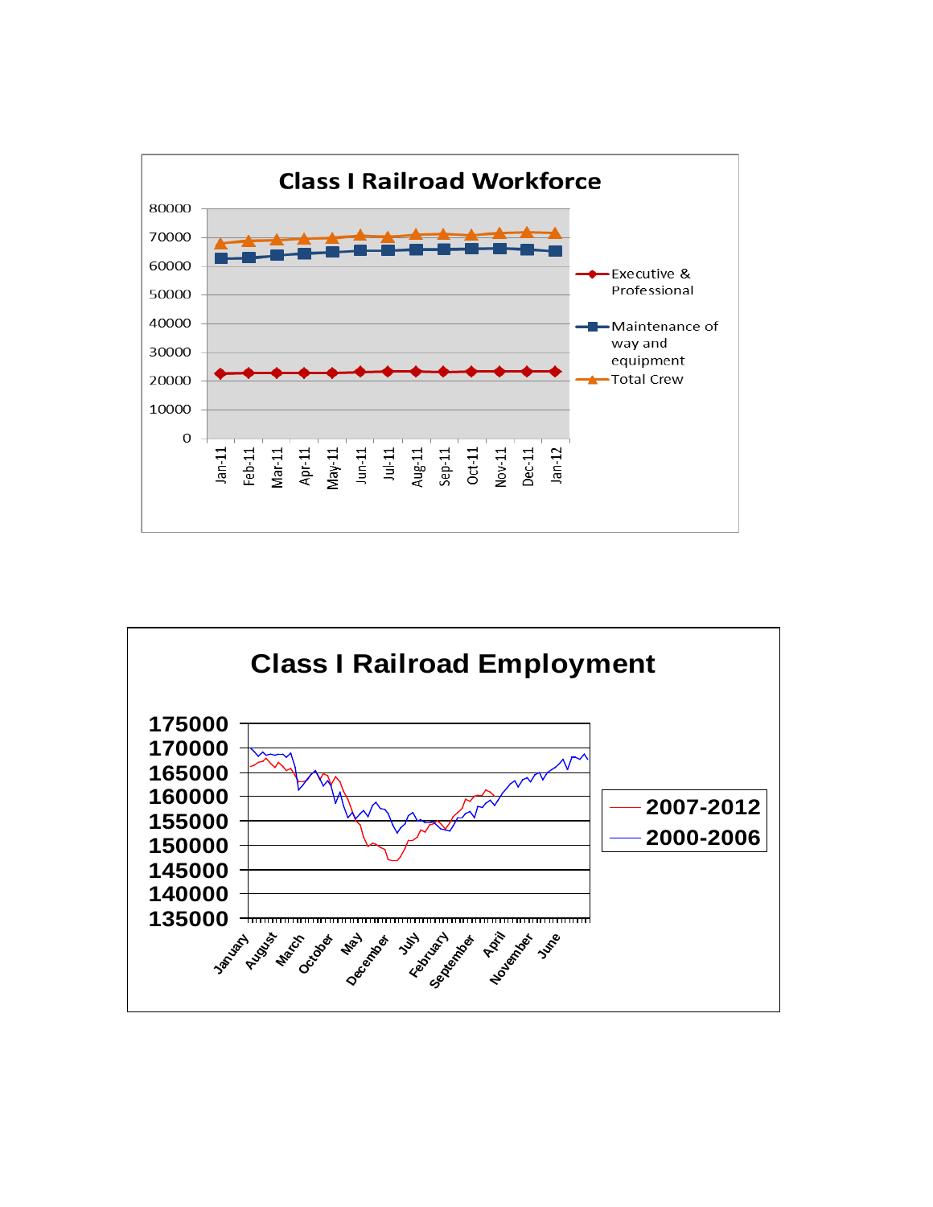Class I Railroad Workforce

80000
70000
60000
50000
40000
30000
20000
10000
0

Jan-11
Feb-11
Mar-11
Apr-11
May-11
Jun-11
Jul-11
Aug-11
Sep-11
Oct-11
Nov-11
Dec-11
Jan-12

Executive & Professional
Maintenance of way and equipment
Total Crew

Class I Railroad Employment

175000
170000
165000
160000
155000
150000
145000
140000
135000

January
August
March
October
May
December
July
February
September
April
November
June

2007-2012
2000-2006